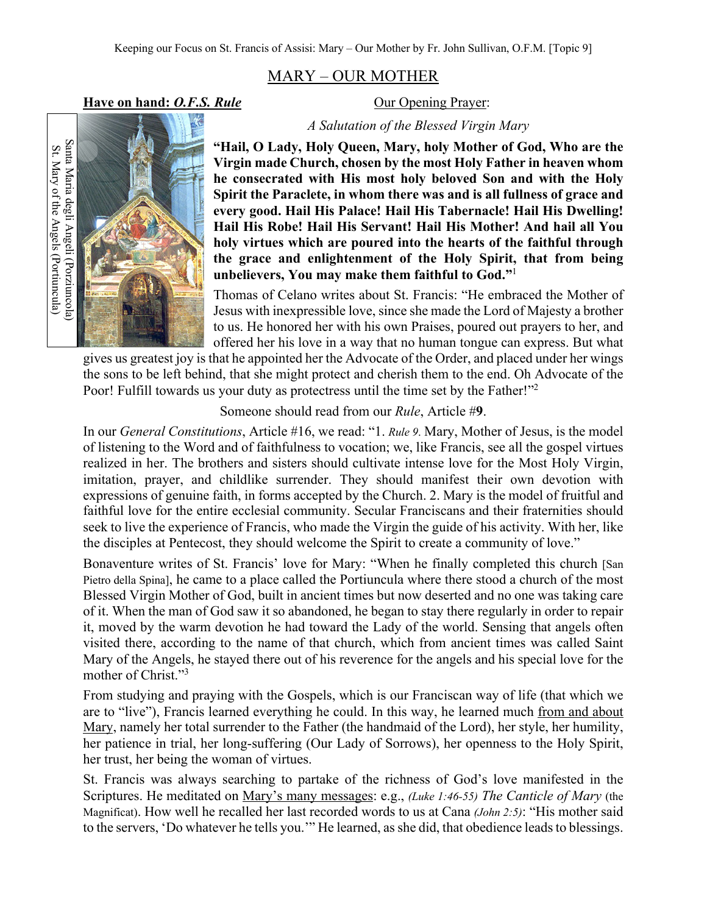# MARY – OUR MOTHER

**Have on hand: *O.F.S. Rule***

Our Opening Prayer:

*A Salutation of the Blessed Virgin Mary*

Santa Maria degli Angeli (Porziuncola)
St. Mary of the Angels (Portiuncula)

**"Hail, O Lady, Holy Queen, Mary, holy Mother of God, Who are the Virgin made Church, chosen by the most Holy Father in heaven whom he consecrated with His most holy beloved Son and with the Holy Spirit the Paraclete, in whom there was and is all fullness of grace and every good. Hail His Palace! Hail His Tabernacle! Hail His Dwelling! Hail His Robe! Hail His Servant! Hail His Mother! And hail all You holy virtues which are poured into the hearts of the faithful through the grace and enlightenment of the Holy Spirit, that from being unbelievers, You may make them faithful to God."**[1]

Thomas of Celano writes about St. Francis: "He embraced the Mother of Jesus with inexpressible love, since she made the Lord of Majesty a brother to us. He honored her with his own Praises, poured out prayers to her, and offered her his love in a way that no human tongue can express. But what gives us greatest joy is that he appointed her the Advocate of the Order, and placed under her wings the sons to be left behind, that she might protect and cherish them to the end. Oh Advocate of the Poor! Fulfill towards us your duty as protectress until the time set by the Father!"[2]

Someone should read from our *Rule*, Article #**9**.

In our *General Constitutions*, Article #16, we read: "1. *Rule 9.* Mary, Mother of Jesus, is the model of listening to the Word and of faithfulness to vocation; we, like Francis, see all the gospel virtues realized in her. The brothers and sisters should cultivate intense love for the Most Holy Virgin, imitation, prayer, and childlike surrender. They should manifest their own devotion with expressions of genuine faith, in forms accepted by the Church. 2. Mary is the model of fruitful and faithful love for the entire ecclesial community. Secular Franciscans and their fraternities should seek to live the experience of Francis, who made the Virgin the guide of his activity. With her, like the disciples at Pentecost, they should welcome the Spirit to create a community of love."

Bonaventure writes of St. Francis' love for Mary: "When he finally completed this church [San Pietro della Spina], he came to a place called the Portiuncula where there stood a church of the most Blessed Virgin Mother of God, built in ancient times but now deserted and no one was taking care of it. When the man of God saw it so abandoned, he began to stay there regularly in order to repair it, moved by the warm devotion he had toward the Lady of the world. Sensing that angels often visited there, according to the name of that church, which from ancient times was called Saint Mary of the Angels, he stayed there out of his reverence for the angels and his special love for the mother of Christ."[3]

From studying and praying with the Gospels, which is our Franciscan way of life (that which we are to "live"), Francis learned everything he could. In this way, he learned much from and about Mary, namely her total surrender to the Father (the handmaid of the Lord), her style, her humility, her patience in trial, her long-suffering (Our Lady of Sorrows), her openness to the Holy Spirit, her trust, her being the woman of virtues.

St. Francis was always searching to partake of the richness of God's love manifested in the Scriptures. He meditated on Mary's many messages: e.g., *(Luke 1:46-55) The Canticle of Mary* (the Magnificat). How well he recalled her last recorded words to us at Cana *(John 2:5)*: "His mother said to the servers, 'Do whatever he tells you.'" He learned, as she did, that obedience leads to blessings.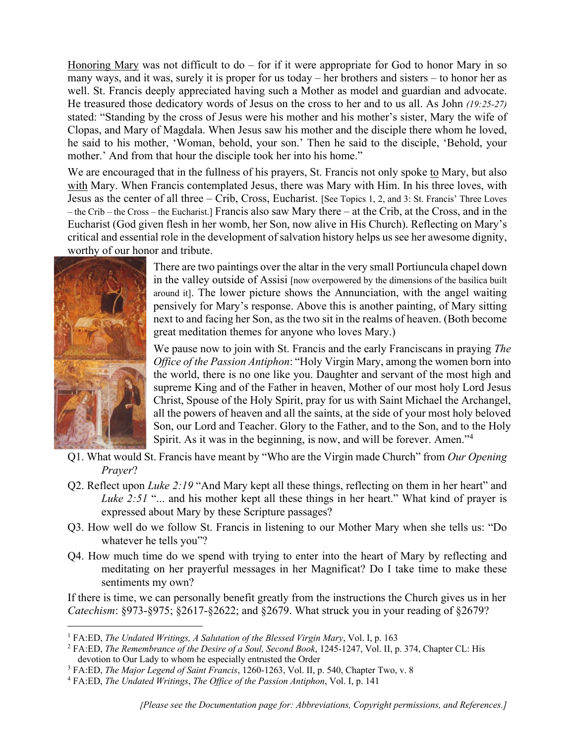Honoring Mary was not difficult to do – for if it were appropriate for God to honor Mary in so many ways, and it was, surely it is proper for us today – her brothers and sisters – to honor her as well. St. Francis deeply appreciated having such a Mother as model and guardian and advocate. He treasured those dedicatory words of Jesus on the cross to her and to us all. As John *(19:25-27)* stated: "Standing by the cross of Jesus were his mother and his mother's sister, Mary the wife of Clopas, and Mary of Magdala. When Jesus saw his mother and the disciple there whom he loved, he said to his mother, 'Woman, behold, your son.' Then he said to the disciple, 'Behold, your mother.' And from that hour the disciple took her into his home."

We are encouraged that in the fullness of his prayers, St. Francis not only spoke to Mary, but also with Mary. When Francis contemplated Jesus, there was Mary with Him. In his three loves, with Jesus as the center of all three – Crib, Cross, Eucharist. [See Topics 1, 2, and 3: St. Francis' Three Loves – the Crib – the Cross – the Eucharist.] Francis also saw Mary there – at the Crib, at the Cross, and in the Eucharist (God given flesh in her womb, her Son, now alive in His Church). Reflecting on Mary's critical and essential role in the development of salvation history helps us see her awesome dignity, worthy of our honor and tribute.

There are two paintings over the altar in the very small Portiuncula chapel down in the valley outside of Assisi [now overpowered by the dimensions of the basilica built around it]. The lower picture shows the Annunciation, with the angel waiting pensively for Mary's response. Above this is another painting, of Mary sitting next to and facing her Son, as the two sit in the realms of heaven. (Both become great meditation themes for anyone who loves Mary.)

We pause now to join with St. Francis and the early Franciscans in praying *The Office of the Passion Antiphon*: "Holy Virgin Mary, among the women born into the world, there is no one like you. Daughter and servant of the most high and supreme King and of the Father in heaven, Mother of our most holy Lord Jesus Christ, Spouse of the Holy Spirit, pray for us with Saint Michael the Archangel, all the powers of heaven and all the saints, at the side of your most holy beloved Son, our Lord and Teacher. Glory to the Father, and to the Son, and to the Holy Spirit. As it was in the beginning, is now, and will be forever. Amen."[4]

Q1. What would St. Francis have meant by "Who are the Virgin made Church" from *Our Opening Prayer*?

Q2. Reflect upon *Luke 2:19* "And Mary kept all these things, reflecting on them in her heart" and *Luke 2:51* "... and his mother kept all these things in her heart." What kind of prayer is expressed about Mary by these Scripture passages?

Q3. How well do we follow St. Francis in listening to our Mother Mary when she tells us: "Do whatever he tells you"?

Q4. How much time do we spend with trying to enter into the heart of Mary by reflecting and meditating on her prayerful messages in her Magnificat? Do I take time to make these sentiments my own?

If there is time, we can personally benefit greatly from the instructions the Church gives us in her *Catechism*: §973-§975; §2617-§2622; and §2679. What struck you in your reading of §2679?

---

[1] FA:ED, *The Undated Writings, A Salutation of the Blessed Virgin Mary*, Vol. I, p. 163

[2] FA:ED, *The Remembrance of the Desire of a Soul, Second Book*, 1245-1247, Vol. II, p. 374, Chapter CL: His devotion to Our Lady to whom he especially entrusted the Order

[3] FA:ED, *The Major Legend of Saint Francis*, 1260-1263, Vol. II, p. 540, Chapter Two, v. 8

[4] FA:ED, *The Undated Writings*, *The Office of the Passion Antiphon*, Vol. I, p. 141

*[Please see the Documentation page for: Abbreviations, Copyright permissions, and References.]*